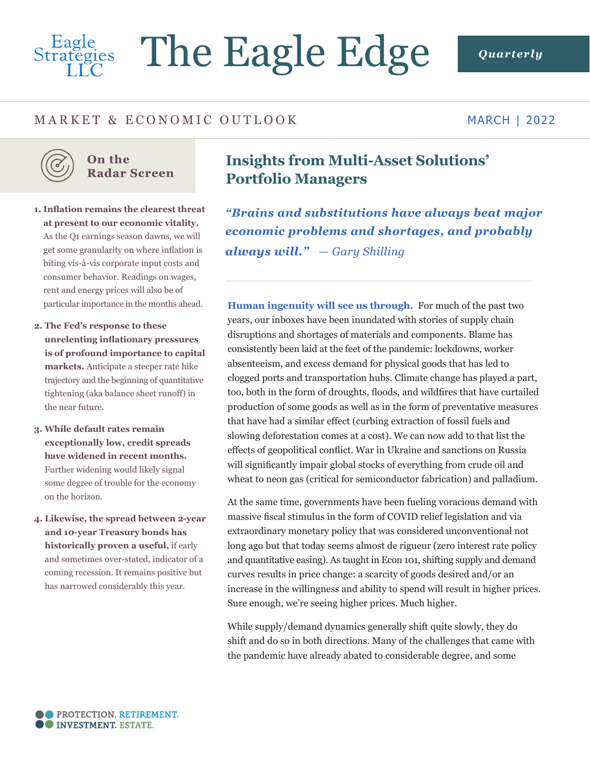# The Eagle Edge

Eagle Strategies LLC

*Quarterly*

MARKET & ECONOMIC OUTLOOK

MARCH | 2022

## On the Radar Screen

1. **Inflation remains the clearest threat at present to our economic vitality.** As the Q1 earnings season dawns, we will get some granularity on where inflation is biting vis-à-vis corporate input costs and consumer behavior. Readings on wages, rent and energy prices will also be of particular importance in the months ahead.
2. **The Fed's response to these unrelenting inflationary pressures is of profound importance to capital markets.** Anticipate a steeper rate hike trajectory and the beginning of quantitative tightening (aka balance sheet runoff) in the near future.
3. **While default rates remain exceptionally low, credit spreads have widened in recent months.** Further widening would likely signal some degree of trouble for the economy on the horizon.
4. **Likewise, the spread between 2-year and 10-year Treasury bonds has historically proven a useful,** if early and sometimes over-stated, indicator of a coming recession. It remains positive but has narrowed considerably this year.

## Insights from Multi-Asset Solutions' Portfolio Managers

***"Brains and substitutions have always beat major economic problems and shortages, and probably always will."*** *— Gary Shilling*

**Human ingenuity will see us through.** For much of the past two years, our inboxes have been inundated with stories of supply chain disruptions and shortages of materials and components. Blame has consistently been laid at the feet of the pandemic: lockdowns, worker absenteeism, and excess demand for physical goods that has led to clogged ports and transportation hubs. Climate change has played a part, too, both in the form of droughts, floods, and wildfires that have curtailed production of some goods as well as in the form of preventative measures that have had a similar effect (curbing extraction of fossil fuels and slowing deforestation comes at a cost). We can now add to that list the effects of geopolitical conflict. War in Ukraine and sanctions on Russia will significantly impair global stocks of everything from crude oil and wheat to neon gas (critical for semiconductor fabrication) and palladium.

At the same time, governments have been fueling voracious demand with massive fiscal stimulus in the form of COVID relief legislation and via extraordinary monetary policy that was considered unconventional not long ago but that today seems almost de rigueur (zero interest rate policy and quantitative easing). As taught in Econ 101, shifting supply and demand curves results in price change: a scarcity of goods desired and/or an increase in the willingness and ability to spend will result in higher prices. Sure enough, we're seeing higher prices. Much higher.

While supply/demand dynamics generally shift quite slowly, they do shift and do so in both directions. Many of the challenges that came with the pandemic have already abated to considerable degree, and some

PROTECTION. RETIREMENT. INVESTMENT. ESTATE.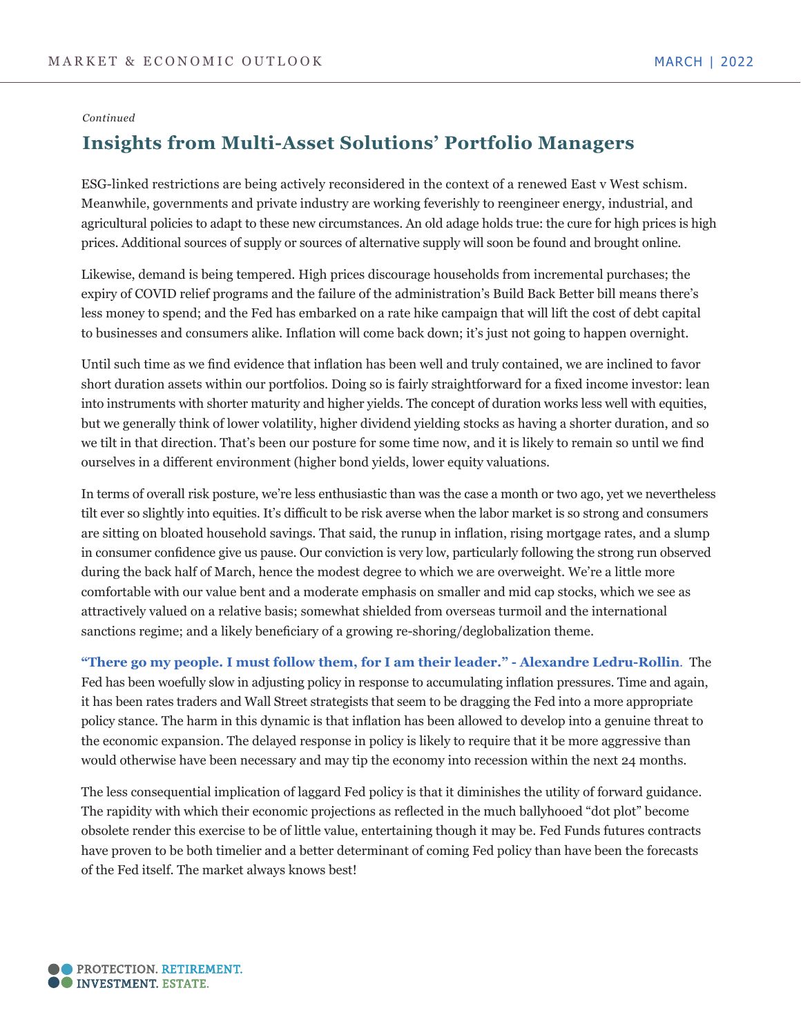*Continued*

## Insights from Multi-Asset Solutions' Portfolio Managers

ESG-linked restrictions are being actively reconsidered in the context of a renewed East v West schism. Meanwhile, governments and private industry are working feverishly to reengineer energy, industrial, and agricultural policies to adapt to these new circumstances. An old adage holds true: the cure for high prices is high prices. Additional sources of supply or sources of alternative supply will soon be found and brought online.

Likewise, demand is being tempered. High prices discourage households from incremental purchases; the expiry of COVID relief programs and the failure of the administration's Build Back Better bill means there's less money to spend; and the Fed has embarked on a rate hike campaign that will lift the cost of debt capital to businesses and consumers alike. Inflation will come back down; it's just not going to happen overnight.

Until such time as we find evidence that inflation has been well and truly contained, we are inclined to favor short duration assets within our portfolios. Doing so is fairly straightforward for a fixed income investor: lean into instruments with shorter maturity and higher yields. The concept of duration works less well with equities, but we generally think of lower volatility, higher dividend yielding stocks as having a shorter duration, and so we tilt in that direction. That's been our posture for some time now, and it is likely to remain so until we find ourselves in a different environment (higher bond yields, lower equity valuations.

In terms of overall risk posture, we're less enthusiastic than was the case a month or two ago, yet we nevertheless tilt ever so slightly into equities. It's difficult to be risk averse when the labor market is so strong and consumers are sitting on bloated household savings. That said, the runup in inflation, rising mortgage rates, and a slump in consumer confidence give us pause. Our conviction is very low, particularly following the strong run observed during the back half of March, hence the modest degree to which we are overweight. We're a little more comfortable with our value bent and a moderate emphasis on smaller and mid cap stocks, which we see as attractively valued on a relative basis; somewhat shielded from overseas turmoil and the international sanctions regime; and a likely beneficiary of a growing re-shoring/deglobalization theme.

**"There go my people. I must follow them, for I am their leader." - Alexandre Ledru-Rollin**. The Fed has been woefully slow in adjusting policy in response to accumulating inflation pressures. Time and again, it has been rates traders and Wall Street strategists that seem to be dragging the Fed into a more appropriate policy stance. The harm in this dynamic is that inflation has been allowed to develop into a genuine threat to the economic expansion. The delayed response in policy is likely to require that it be more aggressive than would otherwise have been necessary and may tip the economy into recession within the next 24 months.

The less consequential implication of laggard Fed policy is that it diminishes the utility of forward guidance. The rapidity with which their economic projections as reflected in the much ballyhooed "dot plot" become obsolete render this exercise to be of little value, entertaining though it may be. Fed Funds futures contracts have proven to be both timelier and a better determinant of coming Fed policy than have been the forecasts of the Fed itself. The market always knows best!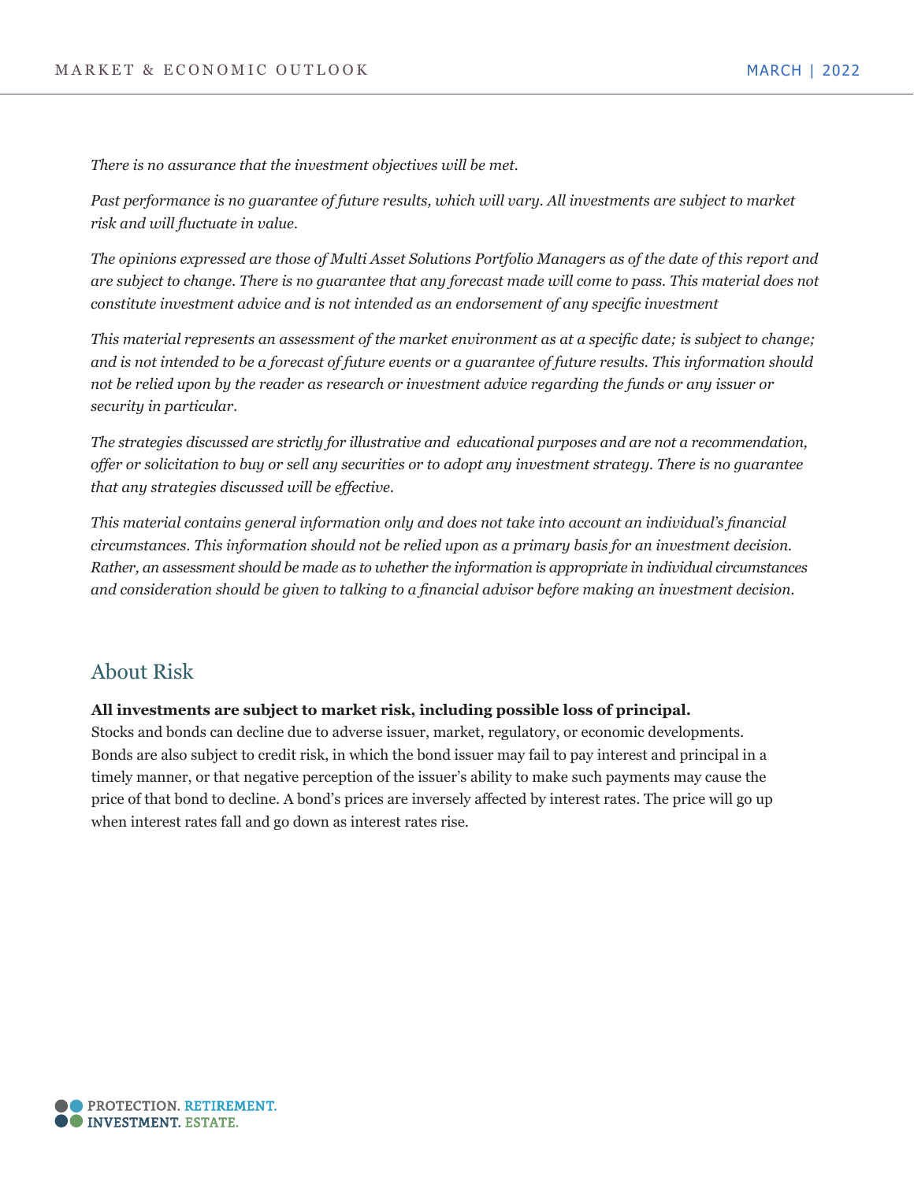*There is no assurance that the investment objectives will be met.*

*Past performance is no guarantee of future results, which will vary. All investments are subject to market risk and will fluctuate in value.*

*The opinions expressed are those of Multi Asset Solutions Portfolio Managers as of the date of this report and are subject to change. There is no guarantee that any forecast made will come to pass. This material does not constitute investment advice and is not intended as an endorsement of any specific investment*

*This material represents an assessment of the market environment as at a specific date; is subject to change; and is not intended to be a forecast of future events or a guarantee of future results. This information should not be relied upon by the reader as research or investment advice regarding the funds or any issuer or security in particular.*

*The strategies discussed are strictly for illustrative and educational purposes and are not a recommendation, offer or solicitation to buy or sell any securities or to adopt any investment strategy. There is no guarantee that any strategies discussed will be effective.*

*This material contains general information only and does not take into account an individual's financial circumstances. This information should not be relied upon as a primary basis for an investment decision. Rather, an assessment should be made as to whether the information is appropriate in individual circumstances and consideration should be given to talking to a financial advisor before making an investment decision.*

## About Risk

**All investments are subject to market risk, including possible loss of principal.**
Stocks and bonds can decline due to adverse issuer, market, regulatory, or economic developments. Bonds are also subject to credit risk, in which the bond issuer may fail to pay interest and principal in a timely manner, or that negative perception of the issuer's ability to make such payments may cause the price of that bond to decline. A bond's prices are inversely affected by interest rates. The price will go up when interest rates fall and go down as interest rates rise.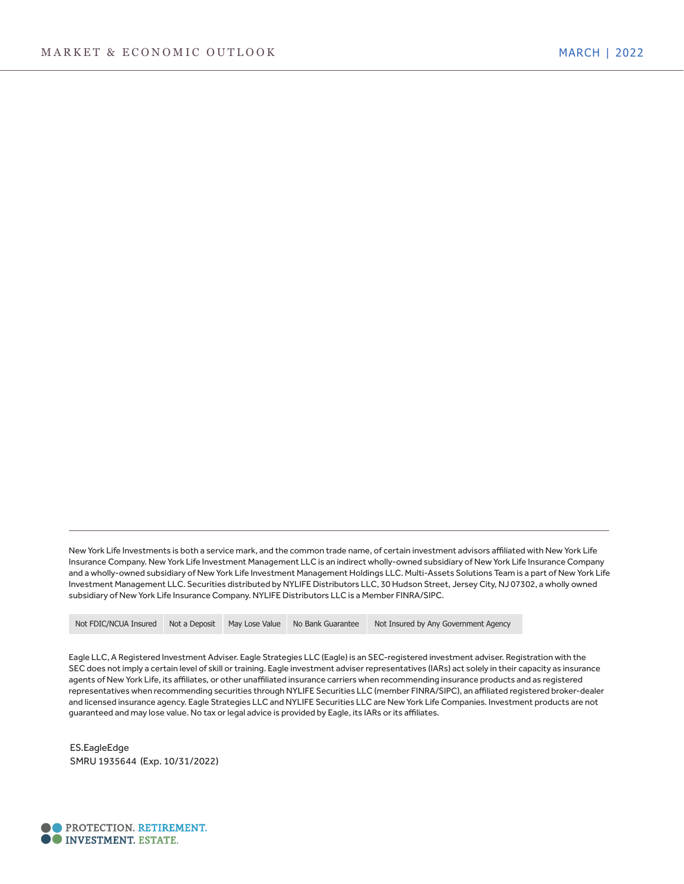New York Life Investments is both a service mark, and the common trade name, of certain investment advisors affiliated with New York Life Insurance Company. New York Life Investment Management LLC is an indirect wholly-owned subsidiary of New York Life Insurance Company and a wholly-owned subsidiary of New York Life Investment Management Holdings LLC. Multi-Assets Solutions Team is a part of New York Life Investment Management LLC. Securities distributed by NYLIFE Distributors LLC, 30 Hudson Street, Jersey City, NJ 07302, a wholly owned subsidiary of New York Life Insurance Company. NYLIFE Distributors LLC is a Member FINRA/SIPC.

| | | | | |
|---|---|---|---|---|
| Not FDIC/NCUA Insured | Not a Deposit | May Lose Value | No Bank Guarantee | Not Insured by Any Government Agency |

Eagle LLC, A Registered Investment Adviser. Eagle Strategies LLC (Eagle) is an SEC-registered investment adviser. Registration with the SEC does not imply a certain level of skill or training. Eagle investment adviser representatives (IARs) act solely in their capacity as insurance agents of New York Life, its affiliates, or other unaffiliated insurance carriers when recommending insurance products and as registered representatives when recommending securities through NYLIFE Securities LLC (member FINRA/SIPC), an affiliated registered broker-dealer and licensed insurance agency. Eagle Strategies LLC and NYLIFE Securities LLC are New York Life Companies. Investment products are not guaranteed and may lose value. No tax or legal advice is provided by Eagle, its IARs or its affiliates.

ES.EagleEdge
SMRU 1935644 (Exp. 10/31/2022)

PROTECTION. RETIREMENT.
INVESTMENT. ESTATE.